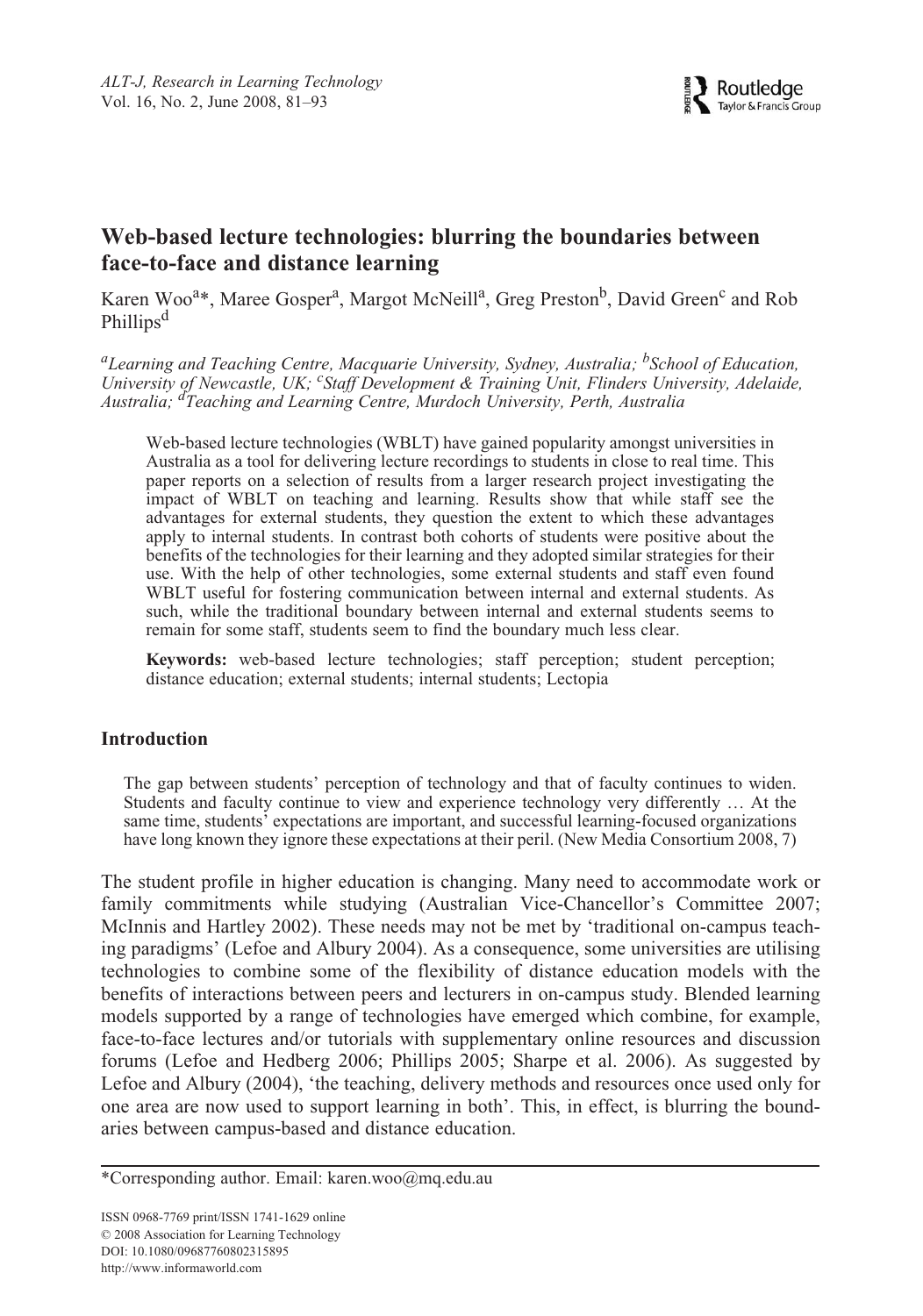# Web-based lecture technologies: blurring the boundaries between face-to-face and distance learning

Karen Woo[a]*, Maree Gosper[a], Margot McNeill[a], Greg Preston[b], David Green[c] and Rob Phillips[d]

[a]*Learning and Teaching Centre, Macquarie University, Sydney, Australia;* [b]*School of Education, University of Newcastle, UK;* [c]*Staff Development & Training Unit, Flinders University, Adelaide, Australia;* [d]*Teaching and Learning Centre, Murdoch University, Perth, Australia*

Web-based lecture technologies (WBLT) have gained popularity amongst universities in Australia as a tool for delivering lecture recordings to students in close to real time. This paper reports on a selection of results from a larger research project investigating the impact of WBLT on teaching and learning. Results show that while staff see the advantages for external students, they question the extent to which these advantages apply to internal students. In contrast both cohorts of students were positive about the benefits of the technologies for their learning and they adopted similar strategies for their use. With the help of other technologies, some external students and staff even found WBLT useful for fostering communication between internal and external students. As such, while the traditional boundary between internal and external students seems to remain for some staff, students seem to find the boundary much less clear.

**Keywords:** web-based lecture technologies; staff perception; student perception; distance education; external students; internal students; Lectopia

## Introduction

> The gap between students' perception of technology and that of faculty continues to widen. Students and faculty continue to view and experience technology very differently … At the same time, students' expectations are important, and successful learning-focused organizations have long known they ignore these expectations at their peril. (New Media Consortium 2008, 7)

The student profile in higher education is changing. Many need to accommodate work or family commitments while studying (Australian Vice-Chancellor's Committee 2007; McInnis and Hartley 2002). These needs may not be met by 'traditional on-campus teaching paradigms' (Lefoe and Albury 2004). As a consequence, some universities are utilising technologies to combine some of the flexibility of distance education models with the benefits of interactions between peers and lecturers in on-campus study. Blended learning models supported by a range of technologies have emerged which combine, for example, face-to-face lectures and/or tutorials with supplementary online resources and discussion forums (Lefoe and Hedberg 2006; Phillips 2005; Sharpe et al. 2006). As suggested by Lefoe and Albury (2004), 'the teaching, delivery methods and resources once used only for one area are now used to support learning in both'. This, in effect, is blurring the boundaries between campus-based and distance education.

*Corresponding author. Email: karen.woo@mq.edu.au

ISSN 0968-7769 print/ISSN 1741-1629 online
© 2008 Association for Learning Technology
DOI: 10.1080/09687760802315895
http://www.informaworld.com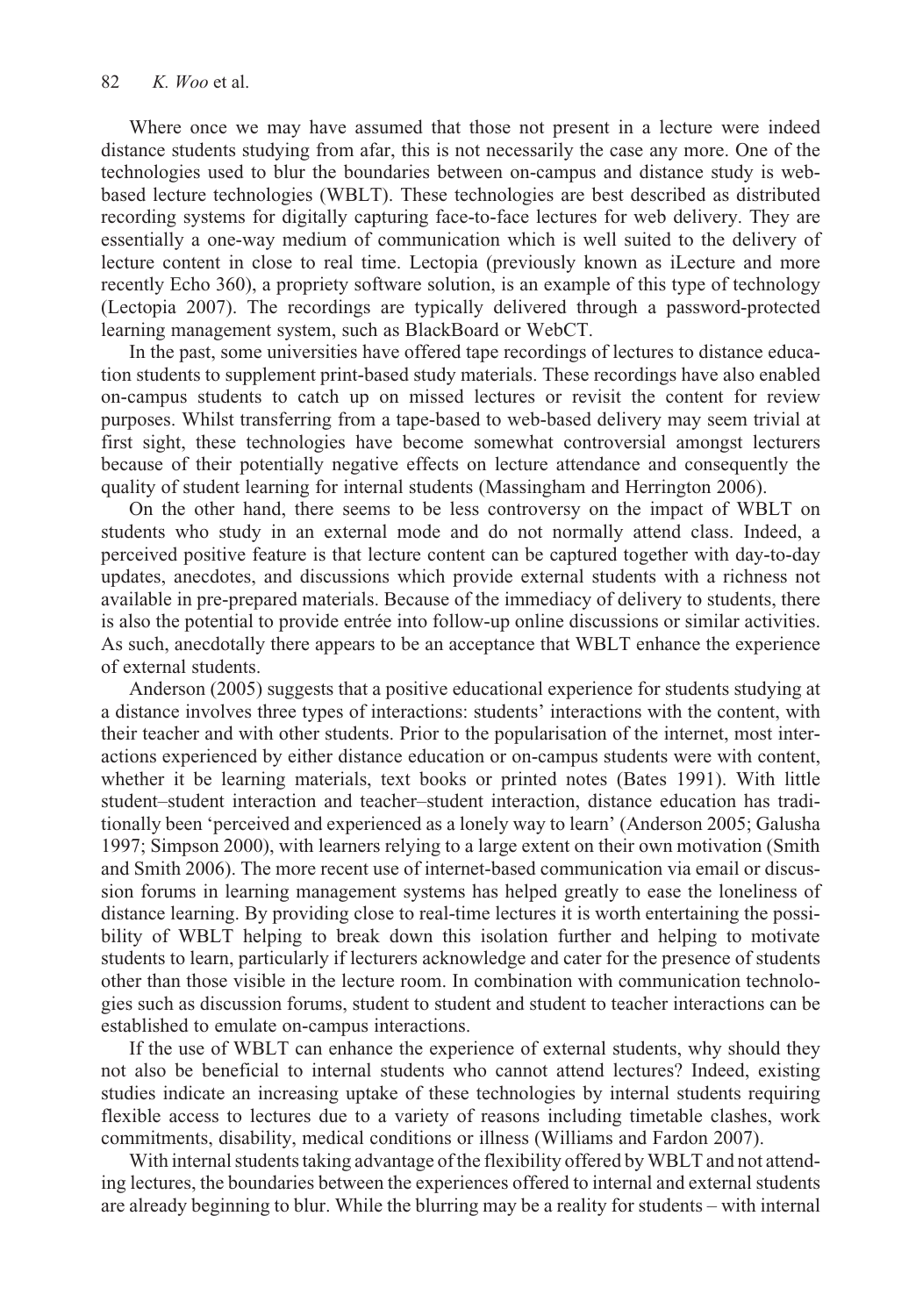Where once we may have assumed that those not present in a lecture were indeed distance students studying from afar, this is not necessarily the case any more. One of the technologies used to blur the boundaries between on-campus and distance study is web-based lecture technologies (WBLT). These technologies are best described as distributed recording systems for digitally capturing face-to-face lectures for web delivery. They are essentially a one-way medium of communication which is well suited to the delivery of lecture content in close to real time. Lectopia (previously known as iLecture and more recently Echo 360), a propriety software solution, is an example of this type of technology (Lectopia 2007). The recordings are typically delivered through a password-protected learning management system, such as BlackBoard or WebCT.

In the past, some universities have offered tape recordings of lectures to distance education students to supplement print-based study materials. These recordings have also enabled on-campus students to catch up on missed lectures or revisit the content for review purposes. Whilst transferring from a tape-based to web-based delivery may seem trivial at first sight, these technologies have become somewhat controversial amongst lecturers because of their potentially negative effects on lecture attendance and consequently the quality of student learning for internal students (Massingham and Herrington 2006).

On the other hand, there seems to be less controversy on the impact of WBLT on students who study in an external mode and do not normally attend class. Indeed, a perceived positive feature is that lecture content can be captured together with day-to-day updates, anecdotes, and discussions which provide external students with a richness not available in pre-prepared materials. Because of the immediacy of delivery to students, there is also the potential to provide entrée into follow-up online discussions or similar activities. As such, anecdotally there appears to be an acceptance that WBLT enhance the experience of external students.

Anderson (2005) suggests that a positive educational experience for students studying at a distance involves three types of interactions: students' interactions with the content, with their teacher and with other students. Prior to the popularisation of the internet, most interactions experienced by either distance education or on-campus students were with content, whether it be learning materials, text books or printed notes (Bates 1991). With little student–student interaction and teacher–student interaction, distance education has traditionally been 'perceived and experienced as a lonely way to learn' (Anderson 2005; Galusha 1997; Simpson 2000), with learners relying to a large extent on their own motivation (Smith and Smith 2006). The more recent use of internet-based communication via email or discussion forums in learning management systems has helped greatly to ease the loneliness of distance learning. By providing close to real-time lectures it is worth entertaining the possibility of WBLT helping to break down this isolation further and helping to motivate students to learn, particularly if lecturers acknowledge and cater for the presence of students other than those visible in the lecture room. In combination with communication technologies such as discussion forums, student to student and student to teacher interactions can be established to emulate on-campus interactions.

If the use of WBLT can enhance the experience of external students, why should they not also be beneficial to internal students who cannot attend lectures? Indeed, existing studies indicate an increasing uptake of these technologies by internal students requiring flexible access to lectures due to a variety of reasons including timetable clashes, work commitments, disability, medical conditions or illness (Williams and Fardon 2007).

With internal students taking advantage of the flexibility offered by WBLT and not attending lectures, the boundaries between the experiences offered to internal and external students are already beginning to blur. While the blurring may be a reality for students – with internal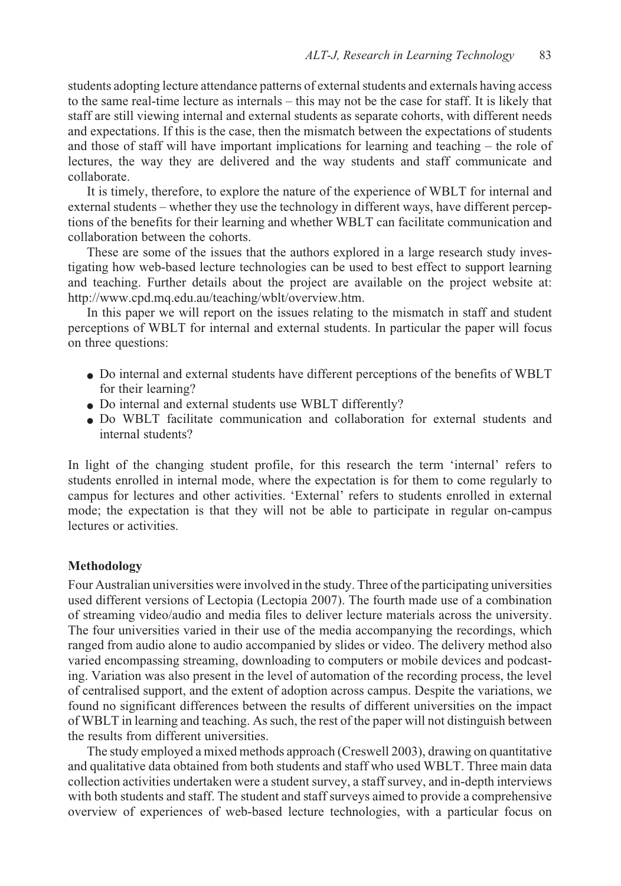students adopting lecture attendance patterns of external students and externals having access to the same real-time lecture as internals – this may not be the case for staff. It is likely that staff are still viewing internal and external students as separate cohorts, with different needs and expectations. If this is the case, then the mismatch between the expectations of students and those of staff will have important implications for learning and teaching – the role of lectures, the way they are delivered and the way students and staff communicate and collaborate.

It is timely, therefore, to explore the nature of the experience of WBLT for internal and external students – whether they use the technology in different ways, have different perceptions of the benefits for their learning and whether WBLT can facilitate communication and collaboration between the cohorts.

These are some of the issues that the authors explored in a large research study investigating how web-based lecture technologies can be used to best effect to support learning and teaching. Further details about the project are available on the project website at: http://www.cpd.mq.edu.au/teaching/wblt/overview.htm.

In this paper we will report on the issues relating to the mismatch in staff and student perceptions of WBLT for internal and external students. In particular the paper will focus on three questions:

- Do internal and external students have different perceptions of the benefits of WBLT for their learning?
- Do internal and external students use WBLT differently?
- Do WBLT facilitate communication and collaboration for external students and internal students?

In light of the changing student profile, for this research the term 'internal' refers to students enrolled in internal mode, where the expectation is for them to come regularly to campus for lectures and other activities. 'External' refers to students enrolled in external mode; the expectation is that they will not be able to participate in regular on-campus lectures or activities.

## Methodology

Four Australian universities were involved in the study. Three of the participating universities used different versions of Lectopia (Lectopia 2007). The fourth made use of a combination of streaming video/audio and media files to deliver lecture materials across the university. The four universities varied in their use of the media accompanying the recordings, which ranged from audio alone to audio accompanied by slides or video. The delivery method also varied encompassing streaming, downloading to computers or mobile devices and podcasting. Variation was also present in the level of automation of the recording process, the level of centralised support, and the extent of adoption across campus. Despite the variations, we found no significant differences between the results of different universities on the impact of WBLT in learning and teaching. As such, the rest of the paper will not distinguish between the results from different universities.

The study employed a mixed methods approach (Creswell 2003), drawing on quantitative and qualitative data obtained from both students and staff who used WBLT. Three main data collection activities undertaken were a student survey, a staff survey, and in-depth interviews with both students and staff. The student and staff surveys aimed to provide a comprehensive overview of experiences of web-based lecture technologies, with a particular focus on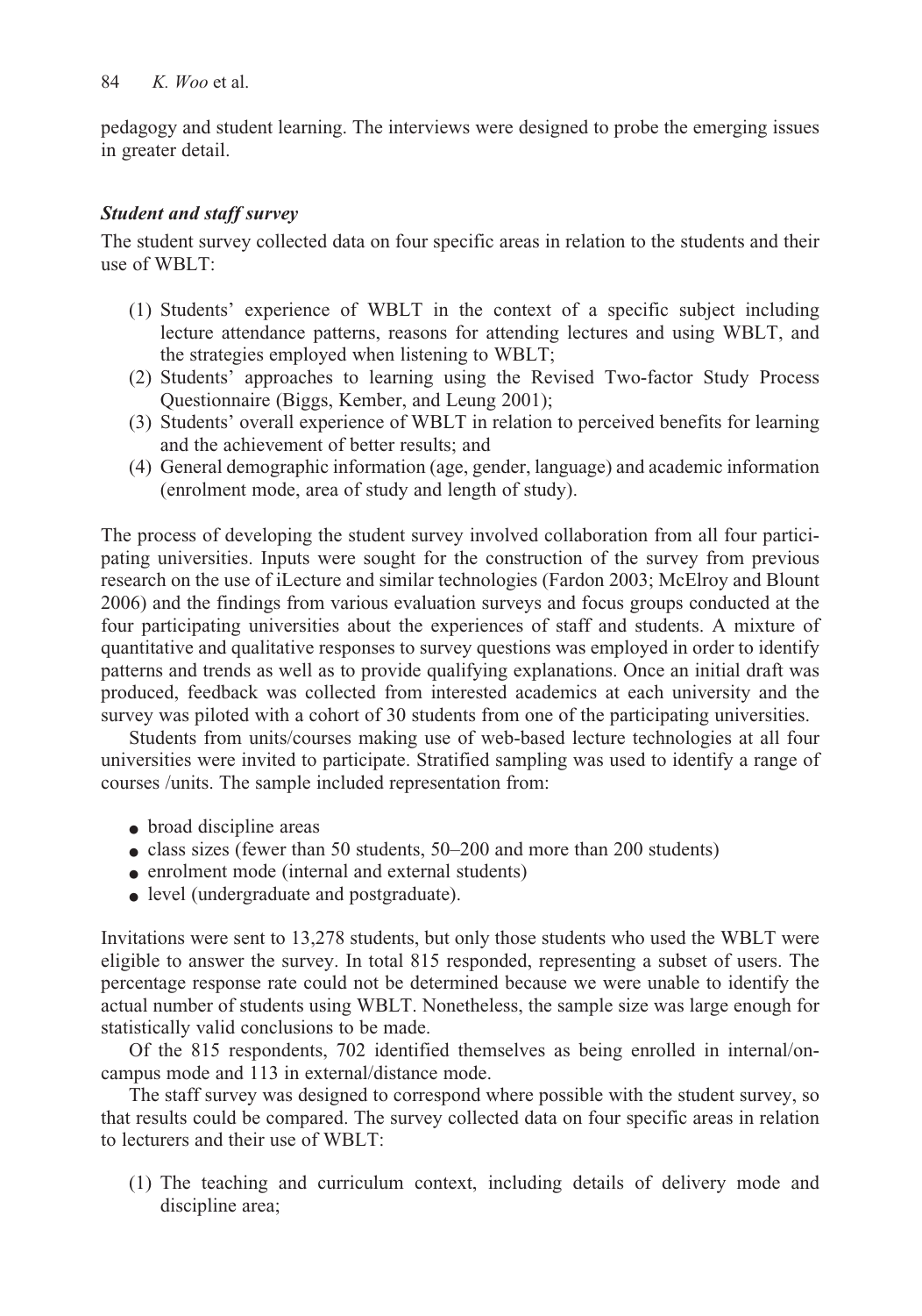pedagogy and student learning. The interviews were designed to probe the emerging issues in greater detail.

### *Student and staff survey*

The student survey collected data on four specific areas in relation to the students and their use of WBLT:

(1) Students' experience of WBLT in the context of a specific subject including lecture attendance patterns, reasons for attending lectures and using WBLT, and the strategies employed when listening to WBLT;
(2) Students' approaches to learning using the Revised Two-factor Study Process Questionnaire (Biggs, Kember, and Leung 2001);
(3) Students' overall experience of WBLT in relation to perceived benefits for learning and the achievement of better results; and
(4) General demographic information (age, gender, language) and academic information (enrolment mode, area of study and length of study).

The process of developing the student survey involved collaboration from all four participating universities. Inputs were sought for the construction of the survey from previous research on the use of iLecture and similar technologies (Fardon 2003; McElroy and Blount 2006) and the findings from various evaluation surveys and focus groups conducted at the four participating universities about the experiences of staff and students. A mixture of quantitative and qualitative responses to survey questions was employed in order to identify patterns and trends as well as to provide qualifying explanations. Once an initial draft was produced, feedback was collected from interested academics at each university and the survey was piloted with a cohort of 30 students from one of the participating universities.

Students from units/courses making use of web-based lecture technologies at all four universities were invited to participate. Stratified sampling was used to identify a range of courses /units. The sample included representation from:

- broad discipline areas
- class sizes (fewer than 50 students, 50–200 and more than 200 students)
- enrolment mode (internal and external students)
- level (undergraduate and postgraduate).

Invitations were sent to 13,278 students, but only those students who used the WBLT were eligible to answer the survey. In total 815 responded, representing a subset of users. The percentage response rate could not be determined because we were unable to identify the actual number of students using WBLT. Nonetheless, the sample size was large enough for statistically valid conclusions to be made.

Of the 815 respondents, 702 identified themselves as being enrolled in internal/on-campus mode and 113 in external/distance mode.

The staff survey was designed to correspond where possible with the student survey, so that results could be compared. The survey collected data on four specific areas in relation to lecturers and their use of WBLT:

(1) The teaching and curriculum context, including details of delivery mode and discipline area;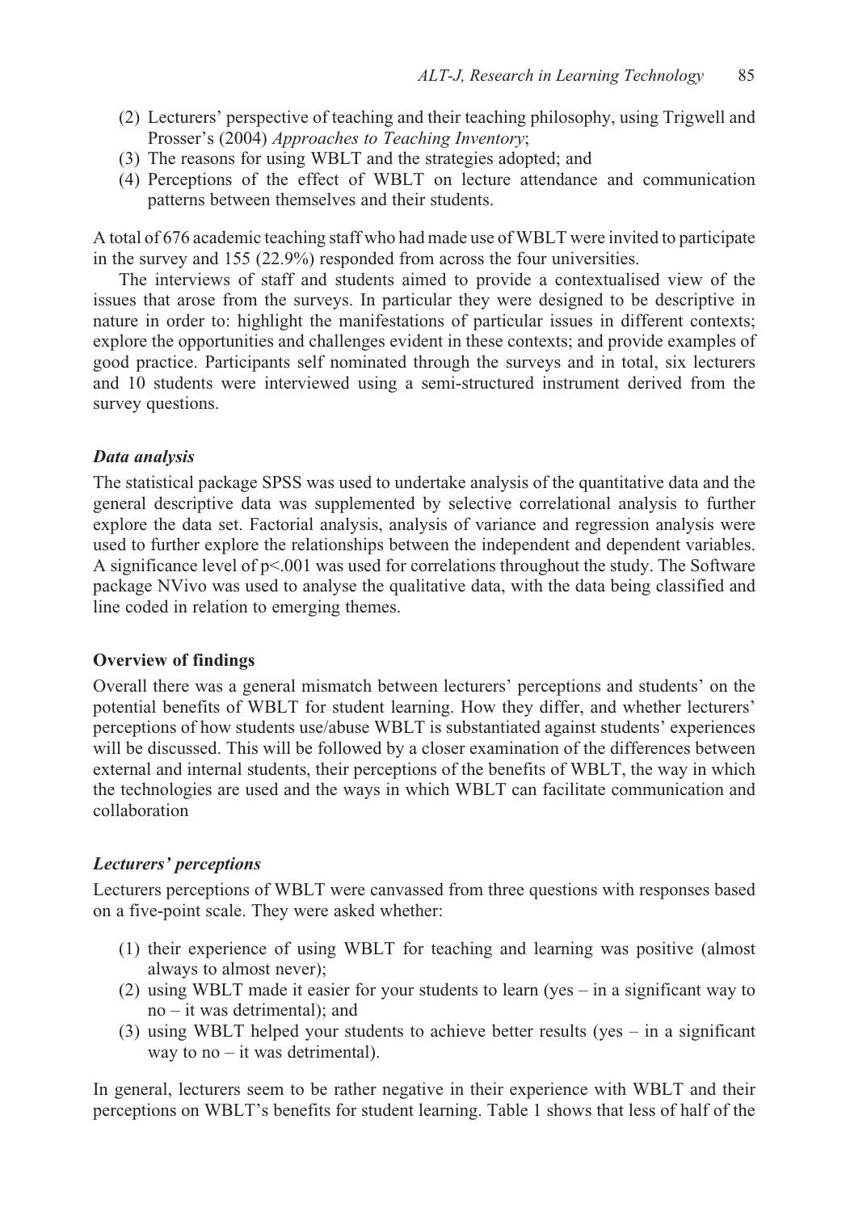(2) Lecturers' perspective of teaching and their teaching philosophy, using Trigwell and Prosser's (2004) *Approaches to Teaching Inventory*;
(3) The reasons for using WBLT and the strategies adopted; and
(4) Perceptions of the effect of WBLT on lecture attendance and communication patterns between themselves and their students.

A total of 676 academic teaching staff who had made use of WBLT were invited to participate in the survey and 155 (22.9%) responded from across the four universities.

The interviews of staff and students aimed to provide a contextualised view of the issues that arose from the surveys. In particular they were designed to be descriptive in nature in order to: highlight the manifestations of particular issues in different contexts; explore the opportunities and challenges evident in these contexts; and provide examples of good practice. Participants self nominated through the surveys and in total, six lecturers and 10 students were interviewed using a semi-structured instrument derived from the survey questions.

### *Data analysis*

The statistical package SPSS was used to undertake analysis of the quantitative data and the general descriptive data was supplemented by selective correlational analysis to further explore the data set. Factorial analysis, analysis of variance and regression analysis were used to further explore the relationships between the independent and dependent variables. A significance level of $p<.001$ was used for correlations throughout the study. The Software package NVivo was used to analyse the qualitative data, with the data being classified and line coded in relation to emerging themes.

## Overview of findings

Overall there was a general mismatch between lecturers' perceptions and students' on the potential benefits of WBLT for student learning. How they differ, and whether lecturers' perceptions of how students use/abuse WBLT is substantiated against students' experiences will be discussed. This will be followed by a closer examination of the differences between external and internal students, their perceptions of the benefits of WBLT, the way in which the technologies are used and the ways in which WBLT can facilitate communication and collaboration

### *Lecturers' perceptions*

Lecturers perceptions of WBLT were canvassed from three questions with responses based on a five-point scale. They were asked whether:

(1) their experience of using WBLT for teaching and learning was positive (almost always to almost never);
(2) using WBLT made it easier for your students to learn (yes – in a significant way to no – it was detrimental); and
(3) using WBLT helped your students to achieve better results (yes – in a significant way to no – it was detrimental).

In general, lecturers seem to be rather negative in their experience with WBLT and their perceptions on WBLT's benefits for student learning. Table 1 shows that less of half of the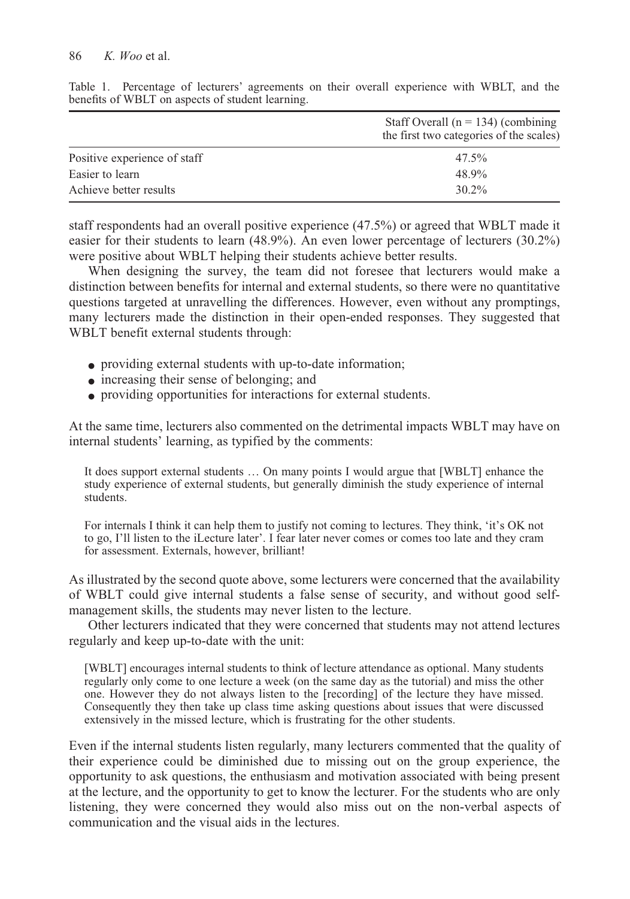Table 1. Percentage of lecturers' agreements on their overall experience with WBLT, and the benefits of WBLT on aspects of student learning.

| | Staff Overall (n = 134) (combining the first two categories of the scales) |
|---|---|
| Positive experience of staff | 47.5% |
| Easier to learn | 48.9% |
| Achieve better results | 30.2% |

staff respondents had an overall positive experience (47.5%) or agreed that WBLT made it easier for their students to learn (48.9%). An even lower percentage of lecturers (30.2%) were positive about WBLT helping their students achieve better results.

When designing the survey, the team did not foresee that lecturers would make a distinction between benefits for internal and external students, so there were no quantitative questions targeted at unravelling the differences. However, even without any promptings, many lecturers made the distinction in their open-ended responses. They suggested that WBLT benefit external students through:

- providing external students with up-to-date information;
- increasing their sense of belonging; and
- providing opportunities for interactions for external students.

At the same time, lecturers also commented on the detrimental impacts WBLT may have on internal students' learning, as typified by the comments:

> It does support external students … On many points I would argue that [WBLT] enhance the study experience of external students, but generally diminish the study experience of internal students.

> For internals I think it can help them to justify not coming to lectures. They think, 'it's OK not to go, I'll listen to the iLecture later'. I fear later never comes or comes too late and they cram for assessment. Externals, however, brilliant!

As illustrated by the second quote above, some lecturers were concerned that the availability of WBLT could give internal students a false sense of security, and without good self-management skills, the students may never listen to the lecture.

Other lecturers indicated that they were concerned that students may not attend lectures regularly and keep up-to-date with the unit:

> [WBLT] encourages internal students to think of lecture attendance as optional. Many students regularly only come to one lecture a week (on the same day as the tutorial) and miss the other one. However they do not always listen to the [recording] of the lecture they have missed. Consequently they then take up class time asking questions about issues that were discussed extensively in the missed lecture, which is frustrating for the other students.

Even if the internal students listen regularly, many lecturers commented that the quality of their experience could be diminished due to missing out on the group experience, the opportunity to ask questions, the enthusiasm and motivation associated with being present at the lecture, and the opportunity to get to know the lecturer. For the students who are only listening, they were concerned they would also miss out on the non-verbal aspects of communication and the visual aids in the lectures.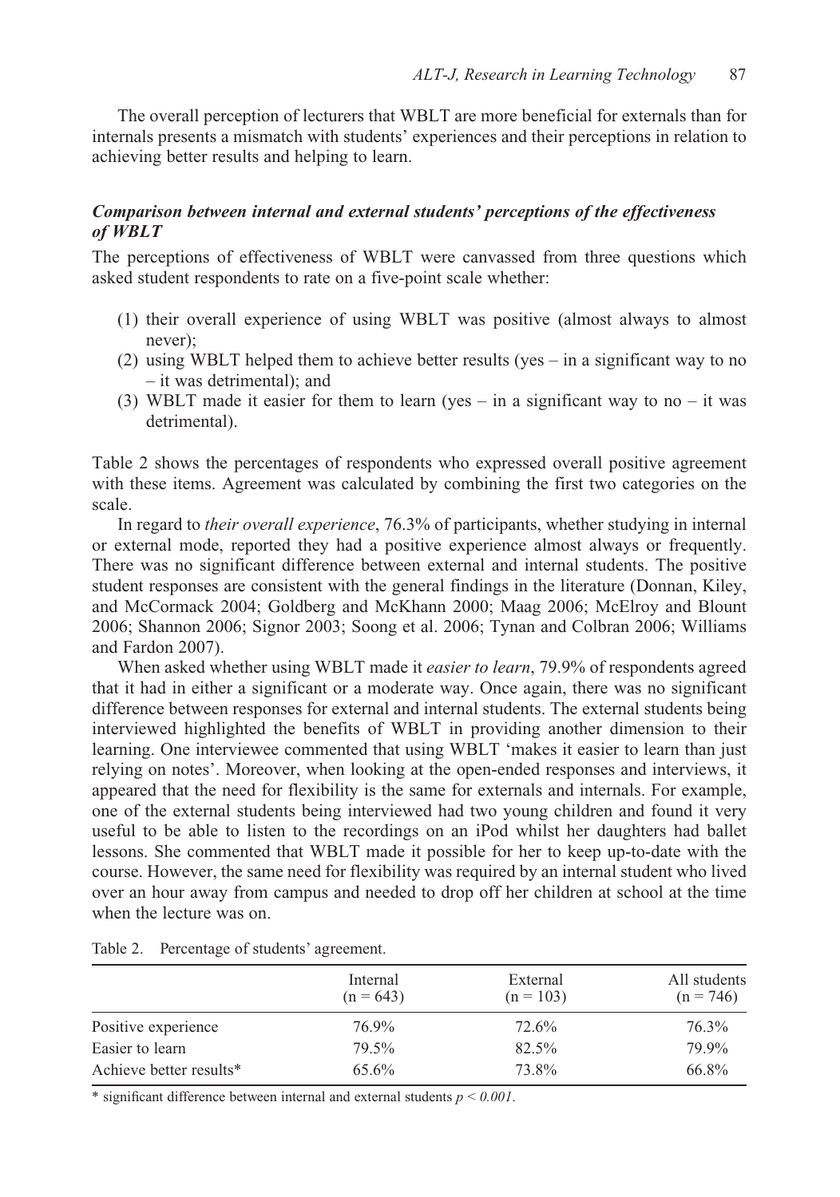The overall perception of lecturers that WBLT are more beneficial for externals than for internals presents a mismatch with students' experiences and their perceptions in relation to achieving better results and helping to learn.

### *Comparison between internal and external students' perceptions of the effectiveness of WBLT*

The perceptions of effectiveness of WBLT were canvassed from three questions which asked student respondents to rate on a five-point scale whether:

(1) their overall experience of using WBLT was positive (almost always to almost never);
(2) using WBLT helped them to achieve better results (yes – in a significant way to no – it was detrimental); and
(3) WBLT made it easier for them to learn (yes – in a significant way to no – it was detrimental).

Table 2 shows the percentages of respondents who expressed overall positive agreement with these items. Agreement was calculated by combining the first two categories on the scale.

In regard to *their overall experience*, 76.3% of participants, whether studying in internal or external mode, reported they had a positive experience almost always or frequently. There was no significant difference between external and internal students. The positive student responses are consistent with the general findings in the literature (Donnan, Kiley, and McCormack 2004; Goldberg and McKhann 2000; Maag 2006; McElroy and Blount 2006; Shannon 2006; Signor 2003; Soong et al. 2006; Tynan and Colbran 2006; Williams and Fardon 2007).

When asked whether using WBLT made it *easier to learn*, 79.9% of respondents agreed that it had in either a significant or a moderate way. Once again, there was no significant difference between responses for external and internal students. The external students being interviewed highlighted the benefits of WBLT in providing another dimension to their learning. One interviewee commented that using WBLT 'makes it easier to learn than just relying on notes'. Moreover, when looking at the open-ended responses and interviews, it appeared that the need for flexibility is the same for externals and internals. For example, one of the external students being interviewed had two young children and found it very useful to be able to listen to the recordings on an iPod whilst her daughters had ballet lessons. She commented that WBLT made it possible for her to keep up-to-date with the course. However, the same need for flexibility was required by an internal student who lived over an hour away from campus and needed to drop off her children at school at the time when the lecture was on.

Table 2. Percentage of students' agreement.

| | Internal (n = 643) | External (n = 103) | All students (n = 746) |
|---|---|---|---|
| Positive experience | 76.9% | 72.6% | 76.3% |
| Easier to learn | 79.5% | 82.5% | 79.9% |
| Achieve better results* | 65.6% | 73.8% | 66.8% |

\* significant difference between internal and external students $p < 0.001$.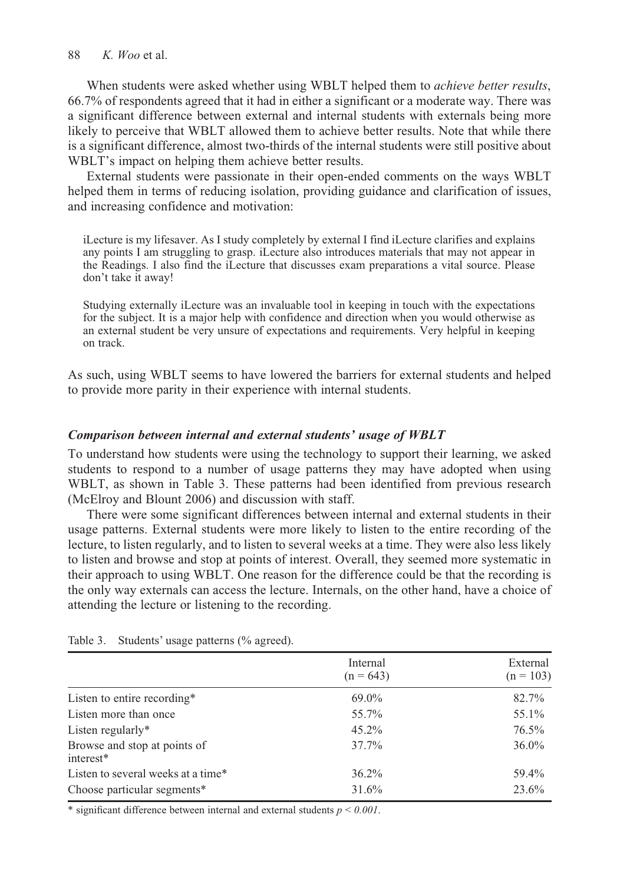When students were asked whether using WBLT helped them to *achieve better results*, 66.7% of respondents agreed that it had in either a significant or a moderate way. There was a significant difference between external and internal students with externals being more likely to perceive that WBLT allowed them to achieve better results. Note that while there is a significant difference, almost two-thirds of the internal students were still positive about WBLT's impact on helping them achieve better results.

External students were passionate in their open-ended comments on the ways WBLT helped them in terms of reducing isolation, providing guidance and clarification of issues, and increasing confidence and motivation:

> iLecture is my lifesaver. As I study completely by external I find iLecture clarifies and explains any points I am struggling to grasp. iLecture also introduces materials that may not appear in the Readings. I also find the iLecture that discusses exam preparations a vital source. Please don't take it away!

> Studying externally iLecture was an invaluable tool in keeping in touch with the expectations for the subject. It is a major help with confidence and direction when you would otherwise as an external student be very unsure of expectations and requirements. Very helpful in keeping on track.

As such, using WBLT seems to have lowered the barriers for external students and helped to provide more parity in their experience with internal students.

### *Comparison between internal and external students' usage of WBLT*

To understand how students were using the technology to support their learning, we asked students to respond to a number of usage patterns they may have adopted when using WBLT, as shown in Table 3. These patterns had been identified from previous research (McElroy and Blount 2006) and discussion with staff.

There were some significant differences between internal and external students in their usage patterns. External students were more likely to listen to the entire recording of the lecture, to listen regularly, and to listen to several weeks at a time. They were also less likely to listen and browse and stop at points of interest. Overall, they seemed more systematic in their approach to using WBLT. One reason for the difference could be that the recording is the only way externals can access the lecture. Internals, on the other hand, have a choice of attending the lecture or listening to the recording.

Table 3. Students' usage patterns (% agreed).

| | Internal (n = 643) | External (n = 103) |
|---|---|---|
| Listen to entire recording* | 69.0% | 82.7% |
| Listen more than once | 55.7% | 55.1% |
| Listen regularly* | 45.2% | 76.5% |
| Browse and stop at points of interest* | 37.7% | 36.0% |
| Listen to several weeks at a time* | 36.2% | 59.4% |
| Choose particular segments* | 31.6% | 23.6% |

* significant difference between internal and external students $p < 0.001$.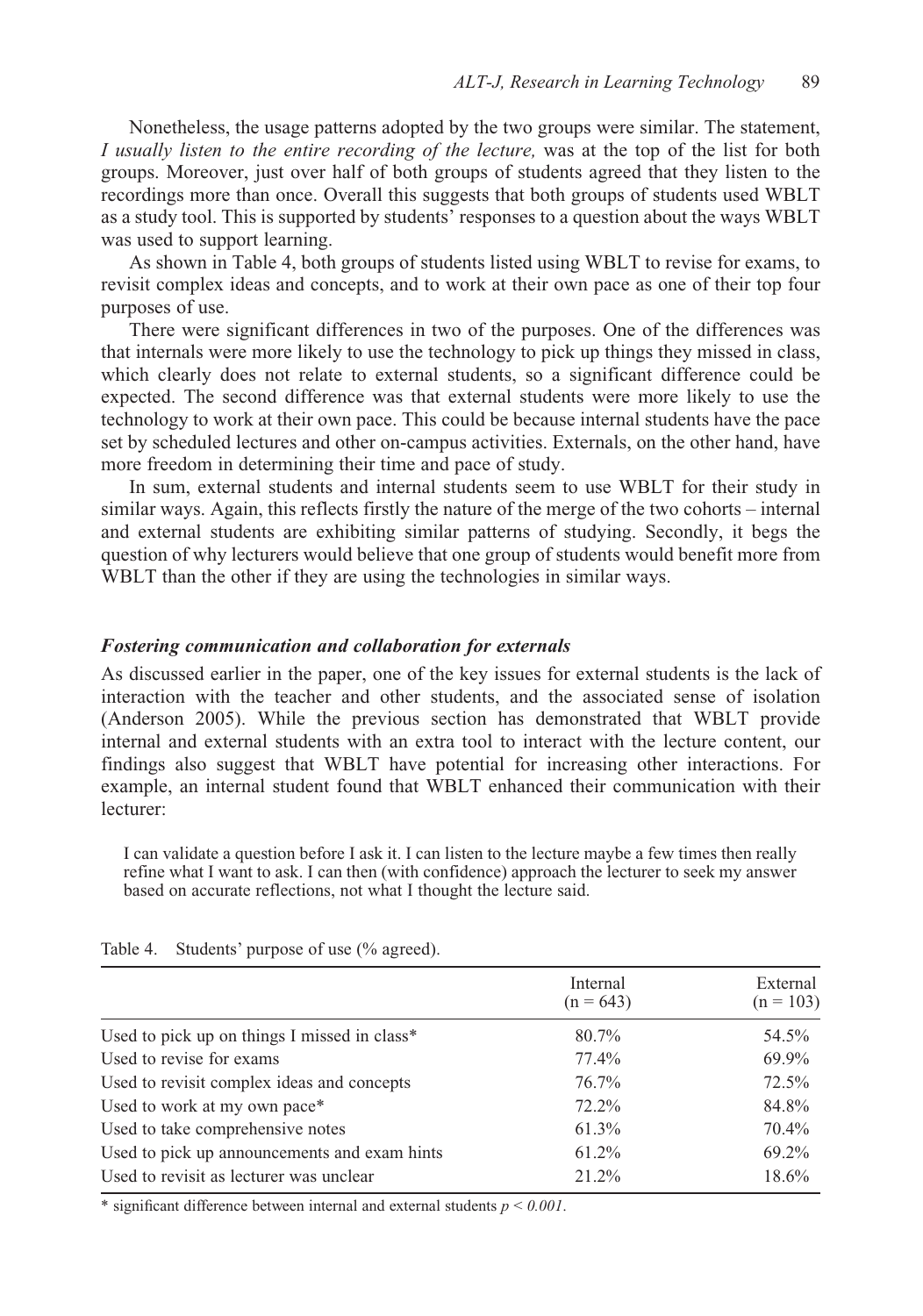Nonetheless, the usage patterns adopted by the two groups were similar. The statement, *I usually listen to the entire recording of the lecture,* was at the top of the list for both groups. Moreover, just over half of both groups of students agreed that they listen to the recordings more than once. Overall this suggests that both groups of students used WBLT as a study tool. This is supported by students' responses to a question about the ways WBLT was used to support learning.

As shown in Table 4, both groups of students listed using WBLT to revise for exams, to revisit complex ideas and concepts, and to work at their own pace as one of their top four purposes of use.

There were significant differences in two of the purposes. One of the differences was that internals were more likely to use the technology to pick up things they missed in class, which clearly does not relate to external students, so a significant difference could be expected. The second difference was that external students were more likely to use the technology to work at their own pace. This could be because internal students have the pace set by scheduled lectures and other on-campus activities. Externals, on the other hand, have more freedom in determining their time and pace of study.

In sum, external students and internal students seem to use WBLT for their study in similar ways. Again, this reflects firstly the nature of the merge of the two cohorts – internal and external students are exhibiting similar patterns of studying. Secondly, it begs the question of why lecturers would believe that one group of students would benefit more from WBLT than the other if they are using the technologies in similar ways.

### *Fostering communication and collaboration for externals*

As discussed earlier in the paper, one of the key issues for external students is the lack of interaction with the teacher and other students, and the associated sense of isolation (Anderson 2005). While the previous section has demonstrated that WBLT provide internal and external students with an extra tool to interact with the lecture content, our findings also suggest that WBLT have potential for increasing other interactions. For example, an internal student found that WBLT enhanced their communication with their lecturer:

> I can validate a question before I ask it. I can listen to the lecture maybe a few times then really refine what I want to ask. I can then (with confidence) approach the lecturer to seek my answer based on accurate reflections, not what I thought the lecture said.

Table 4. Students' purpose of use (% agreed).

| | Internal (n = 643) | External (n = 103) |
|---|---|---|
| Used to pick up on things I missed in class* | 80.7% | 54.5% |
| Used to revise for exams | 77.4% | 69.9% |
| Used to revisit complex ideas and concepts | 76.7% | 72.5% |
| Used to work at my own pace* | 72.2% | 84.8% |
| Used to take comprehensive notes | 61.3% | 70.4% |
| Used to pick up announcements and exam hints | 61.2% | 69.2% |
| Used to revisit as lecturer was unclear | 21.2% | 18.6% |

\* significant difference between internal and external students $p < 0.001$.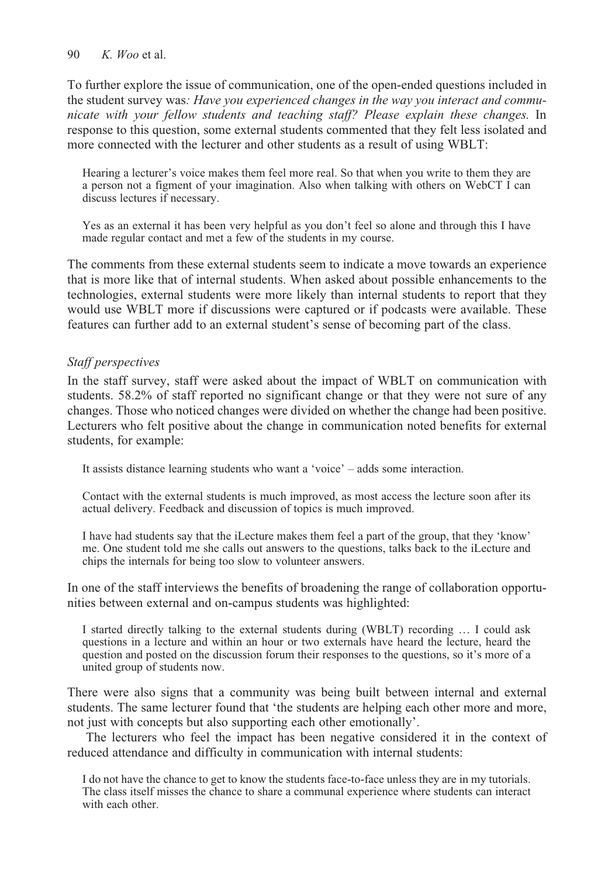To further explore the issue of communication, one of the open-ended questions included in the student survey was*: Have you experienced changes in the way you interact and communicate with your fellow students and teaching staff? Please explain these changes.* In response to this question, some external students commented that they felt less isolated and more connected with the lecturer and other students as a result of using WBLT:

> Hearing a lecturer's voice makes them feel more real. So that when you write to them they are a person not a figment of your imagination. Also when talking with others on WebCT I can discuss lectures if necessary.

> Yes as an external it has been very helpful as you don't feel so alone and through this I have made regular contact and met a few of the students in my course.

The comments from these external students seem to indicate a move towards an experience that is more like that of internal students. When asked about possible enhancements to the technologies, external students were more likely than internal students to report that they would use WBLT more if discussions were captured or if podcasts were available. These features can further add to an external student's sense of becoming part of the class.

### *Staff perspectives*

In the staff survey, staff were asked about the impact of WBLT on communication with students. 58.2% of staff reported no significant change or that they were not sure of any changes. Those who noticed changes were divided on whether the change had been positive. Lecturers who felt positive about the change in communication noted benefits for external students, for example:

> It assists distance learning students who want a 'voice' – adds some interaction.

> Contact with the external students is much improved, as most access the lecture soon after its actual delivery. Feedback and discussion of topics is much improved.

> I have had students say that the iLecture makes them feel a part of the group, that they 'know' me. One student told me she calls out answers to the questions, talks back to the iLecture and chips the internals for being too slow to volunteer answers.

In one of the staff interviews the benefits of broadening the range of collaboration opportunities between external and on-campus students was highlighted:

> I started directly talking to the external students during (WBLT) recording … I could ask questions in a lecture and within an hour or two externals have heard the lecture, heard the question and posted on the discussion forum their responses to the questions, so it's more of a united group of students now.

There were also signs that a community was being built between internal and external students. The same lecturer found that 'the students are helping each other more and more, not just with concepts but also supporting each other emotionally'.

The lecturers who feel the impact has been negative considered it in the context of reduced attendance and difficulty in communication with internal students:

> I do not have the chance to get to know the students face-to-face unless they are in my tutorials. The class itself misses the chance to share a communal experience where students can interact with each other.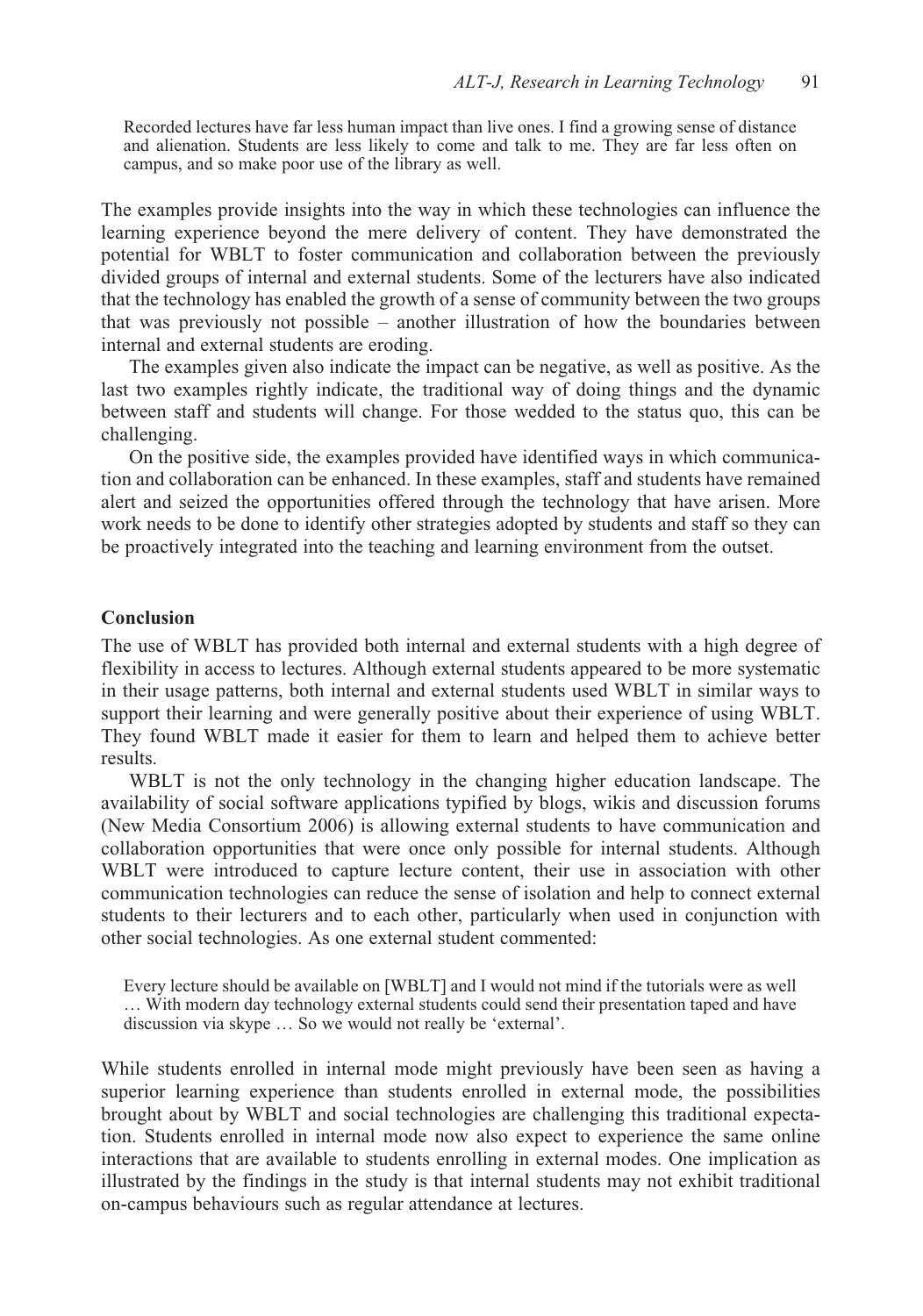> Recorded lectures have far less human impact than live ones. I find a growing sense of distance and alienation. Students are less likely to come and talk to me. They are far less often on campus, and so make poor use of the library as well.

The examples provide insights into the way in which these technologies can influence the learning experience beyond the mere delivery of content. They have demonstrated the potential for WBLT to foster communication and collaboration between the previously divided groups of internal and external students. Some of the lecturers have also indicated that the technology has enabled the growth of a sense of community between the two groups that was previously not possible – another illustration of how the boundaries between internal and external students are eroding.

The examples given also indicate the impact can be negative, as well as positive. As the last two examples rightly indicate, the traditional way of doing things and the dynamic between staff and students will change. For those wedded to the status quo, this can be challenging.

On the positive side, the examples provided have identified ways in which communication and collaboration can be enhanced. In these examples, staff and students have remained alert and seized the opportunities offered through the technology that have arisen. More work needs to be done to identify other strategies adopted by students and staff so they can be proactively integrated into the teaching and learning environment from the outset.

## Conclusion

The use of WBLT has provided both internal and external students with a high degree of flexibility in access to lectures. Although external students appeared to be more systematic in their usage patterns, both internal and external students used WBLT in similar ways to support their learning and were generally positive about their experience of using WBLT. They found WBLT made it easier for them to learn and helped them to achieve better results.

WBLT is not the only technology in the changing higher education landscape. The availability of social software applications typified by blogs, wikis and discussion forums (New Media Consortium 2006) is allowing external students to have communication and collaboration opportunities that were once only possible for internal students. Although WBLT were introduced to capture lecture content, their use in association with other communication technologies can reduce the sense of isolation and help to connect external students to their lecturers and to each other, particularly when used in conjunction with other social technologies. As one external student commented:

> Every lecture should be available on [WBLT] and I would not mind if the tutorials were as well … With modern day technology external students could send their presentation taped and have discussion via skype … So we would not really be 'external'.

While students enrolled in internal mode might previously have been seen as having a superior learning experience than students enrolled in external mode, the possibilities brought about by WBLT and social technologies are challenging this traditional expectation. Students enrolled in internal mode now also expect to experience the same online interactions that are available to students enrolling in external modes. One implication as illustrated by the findings in the study is that internal students may not exhibit traditional on-campus behaviours such as regular attendance at lectures.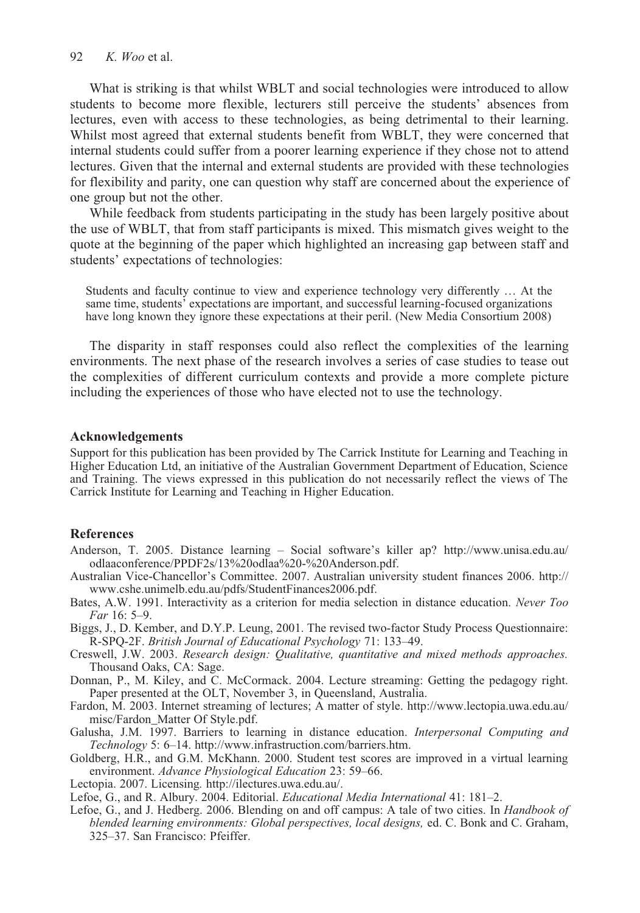What is striking is that whilst WBLT and social technologies were introduced to allow students to become more flexible, lecturers still perceive the students' absences from lectures, even with access to these technologies, as being detrimental to their learning. Whilst most agreed that external students benefit from WBLT, they were concerned that internal students could suffer from a poorer learning experience if they chose not to attend lectures. Given that the internal and external students are provided with these technologies for flexibility and parity, one can question why staff are concerned about the experience of one group but not the other.

While feedback from students participating in the study has been largely positive about the use of WBLT, that from staff participants is mixed. This mismatch gives weight to the quote at the beginning of the paper which highlighted an increasing gap between staff and students' expectations of technologies:

> Students and faculty continue to view and experience technology very differently … At the same time, students' expectations are important, and successful learning-focused organizations have long known they ignore these expectations at their peril. (New Media Consortium 2008)

The disparity in staff responses could also reflect the complexities of the learning environments. The next phase of the research involves a series of case studies to tease out the complexities of different curriculum contexts and provide a more complete picture including the experiences of those who have elected not to use the technology.

## Acknowledgements

Support for this publication has been provided by The Carrick Institute for Learning and Teaching in Higher Education Ltd, an initiative of the Australian Government Department of Education, Science and Training. The views expressed in this publication do not necessarily reflect the views of The Carrick Institute for Learning and Teaching in Higher Education.

## References

Anderson, T. 2005. Distance learning – Social software's killer ap? http://www.unisa.edu.au/odlaaconference/PPDF2s/13%20odlaa%20-%20Anderson.pdf.

Australian Vice-Chancellor's Committee. 2007. Australian university student finances 2006. http://www.cshe.unimelb.edu.au/pdfs/StudentFinances2006.pdf.

Bates, A.W. 1991. Interactivity as a criterion for media selection in distance education. *Never Too Far* 16: 5–9.

Biggs, J., D. Kember, and D.Y.P. Leung, 2001. The revised two-factor Study Process Questionnaire: R-SPQ-2F. *British Journal of Educational Psychology* 71: 133–49.

Creswell, J.W. 2003. *Research design: Qualitative, quantitative and mixed methods approaches.* Thousand Oaks, CA: Sage.

Donnan, P., M. Kiley, and C. McCormack. 2004. Lecture streaming: Getting the pedagogy right. Paper presented at the OLT, November 3, in Queensland, Australia.

Fardon, M. 2003. Internet streaming of lectures; A matter of style. http://www.lectopia.uwa.edu.au/misc/Fardon_Matter Of Style.pdf.

Galusha, J.M. 1997. Barriers to learning in distance education. *Interpersonal Computing and Technology* 5: 6–14. http://www.infrastruction.com/barriers.htm.

Goldberg, H.R., and G.M. McKhann. 2000. Student test scores are improved in a virtual learning environment. *Advance Physiological Education* 23: 59–66.

Lectopia. 2007. Licensing. http://ilectures.uwa.edu.au/.

Lefoe, G., and R. Albury. 2004. Editorial. *Educational Media International* 41: 181–2.

Lefoe, G., and J. Hedberg. 2006. Blending on and off campus: A tale of two cities. In *Handbook of blended learning environments: Global perspectives, local designs,* ed. C. Bonk and C. Graham, 325–37. San Francisco: Pfeiffer.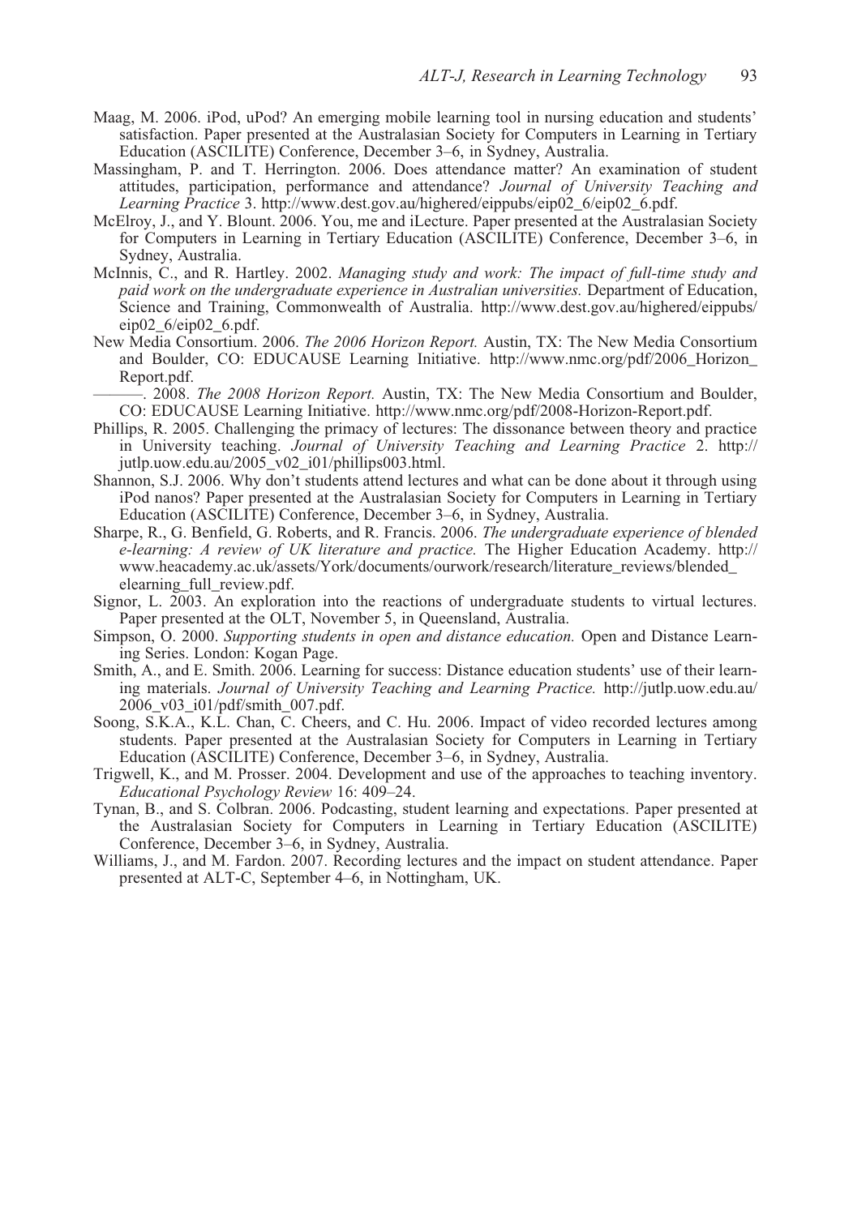Maag, M. 2006. iPod, uPod? An emerging mobile learning tool in nursing education and students' satisfaction. Paper presented at the Australasian Society for Computers in Learning in Tertiary Education (ASCILITE) Conference, December 3–6, in Sydney, Australia.

Massingham, P. and T. Herrington. 2006. Does attendance matter? An examination of student attitudes, participation, performance and attendance? *Journal of University Teaching and Learning Practice* 3. http://www.dest.gov.au/highered/eippubs/eip02_6/eip02_6.pdf.

McElroy, J., and Y. Blount. 2006. You, me and iLecture. Paper presented at the Australasian Society for Computers in Learning in Tertiary Education (ASCILITE) Conference, December 3–6, in Sydney, Australia.

McInnis, C., and R. Hartley. 2002. *Managing study and work: The impact of full-time study and paid work on the undergraduate experience in Australian universities.* Department of Education, Science and Training, Commonwealth of Australia. http://www.dest.gov.au/highered/eippubs/eip02_6/eip02_6.pdf.

New Media Consortium. 2006. *The 2006 Horizon Report.* Austin, TX: The New Media Consortium and Boulder, CO: EDUCAUSE Learning Initiative. http://www.nmc.org/pdf/2006_Horizon_Report.pdf.

———. 2008. *The 2008 Horizon Report.* Austin, TX: The New Media Consortium and Boulder, CO: EDUCAUSE Learning Initiative. http://www.nmc.org/pdf/2008-Horizon-Report.pdf.

Phillips, R. 2005. Challenging the primacy of lectures: The dissonance between theory and practice in University teaching. *Journal of University Teaching and Learning Practice* 2. http://jutlp.uow.edu.au/2005_v02_i01/phillips003.html.

Shannon, S.J. 2006. Why don't students attend lectures and what can be done about it through using iPod nanos? Paper presented at the Australasian Society for Computers in Learning in Tertiary Education (ASCILITE) Conference, December 3–6, in Sydney, Australia.

Sharpe, R., G. Benfield, G. Roberts, and R. Francis. 2006. *The undergraduate experience of blended e-learning: A review of UK literature and practice.* The Higher Education Academy. http://www.heacademy.ac.uk/assets/York/documents/ourwork/research/literature_reviews/blended_elearning_full_review.pdf.

Signor, L. 2003. An exploration into the reactions of undergraduate students to virtual lectures. Paper presented at the OLT, November 5, in Queensland, Australia.

Simpson, O. 2000. *Supporting students in open and distance education.* Open and Distance Learning Series. London: Kogan Page.

Smith, A., and E. Smith. 2006. Learning for success: Distance education students' use of their learning materials. *Journal of University Teaching and Learning Practice.* http://jutlp.uow.edu.au/2006_v03_i01/pdf/smith_007.pdf.

Soong, S.K.A., K.L. Chan, C. Cheers, and C. Hu. 2006. Impact of video recorded lectures among students. Paper presented at the Australasian Society for Computers in Learning in Tertiary Education (ASCILITE) Conference, December 3–6, in Sydney, Australia.

Trigwell, K., and M. Prosser. 2004. Development and use of the approaches to teaching inventory. *Educational Psychology Review* 16: 409–24.

Tynan, B., and S. Colbran. 2006. Podcasting, student learning and expectations. Paper presented at the Australasian Society for Computers in Learning in Tertiary Education (ASCILITE) Conference, December 3–6, in Sydney, Australia.

Williams, J., and M. Fardon. 2007. Recording lectures and the impact on student attendance. Paper presented at ALT-C, September 4–6, in Nottingham, UK.